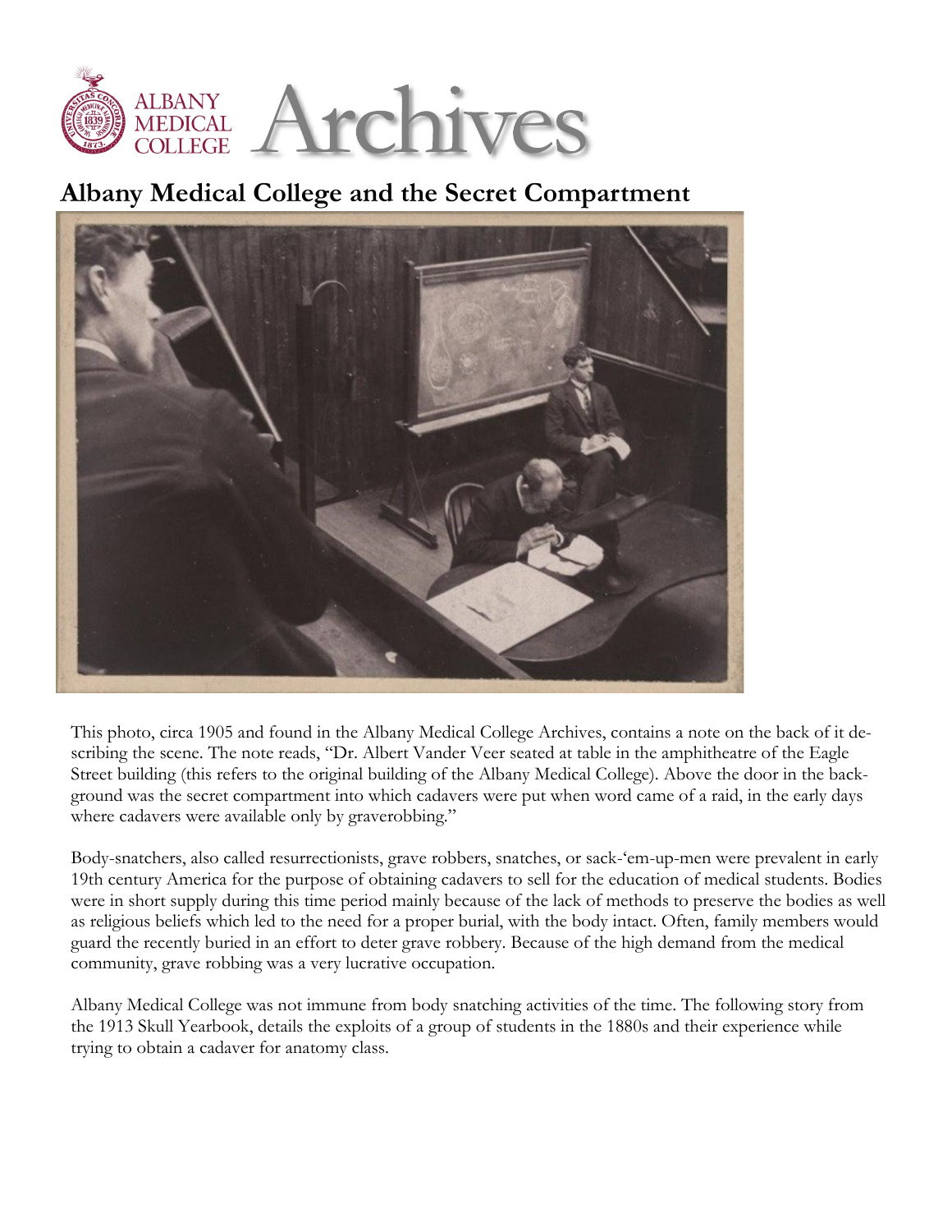ALBANY MEDICAL COLLEGE **Archives**

## Albany Medical College and the Secret Compartment

This photo, circa 1905 and found in the Albany Medical College Archives, contains a note on the back of it describing the scene. The note reads, "Dr. Albert Vander Veer seated at table in the amphitheatre of the Eagle Street building (this refers to the original building of the Albany Medical College). Above the door in the background was the secret compartment into which cadavers were put when word came of a raid, in the early days where cadavers were available only by graverobbing."

Body-snatchers, also called resurrectionists, grave robbers, snatches, or sack-'em-up-men were prevalent in early 19th century America for the purpose of obtaining cadavers to sell for the education of medical students. Bodies were in short supply during this time period mainly because of the lack of methods to preserve the bodies as well as religious beliefs which led to the need for a proper burial, with the body intact. Often, family members would guard the recently buried in an effort to deter grave robbery. Because of the high demand from the medical community, grave robbing was a very lucrative occupation.

Albany Medical College was not immune from body snatching activities of the time. The following story from the 1913 Skull Yearbook, details the exploits of a group of students in the 1880s and their experience while trying to obtain a cadaver for anatomy class.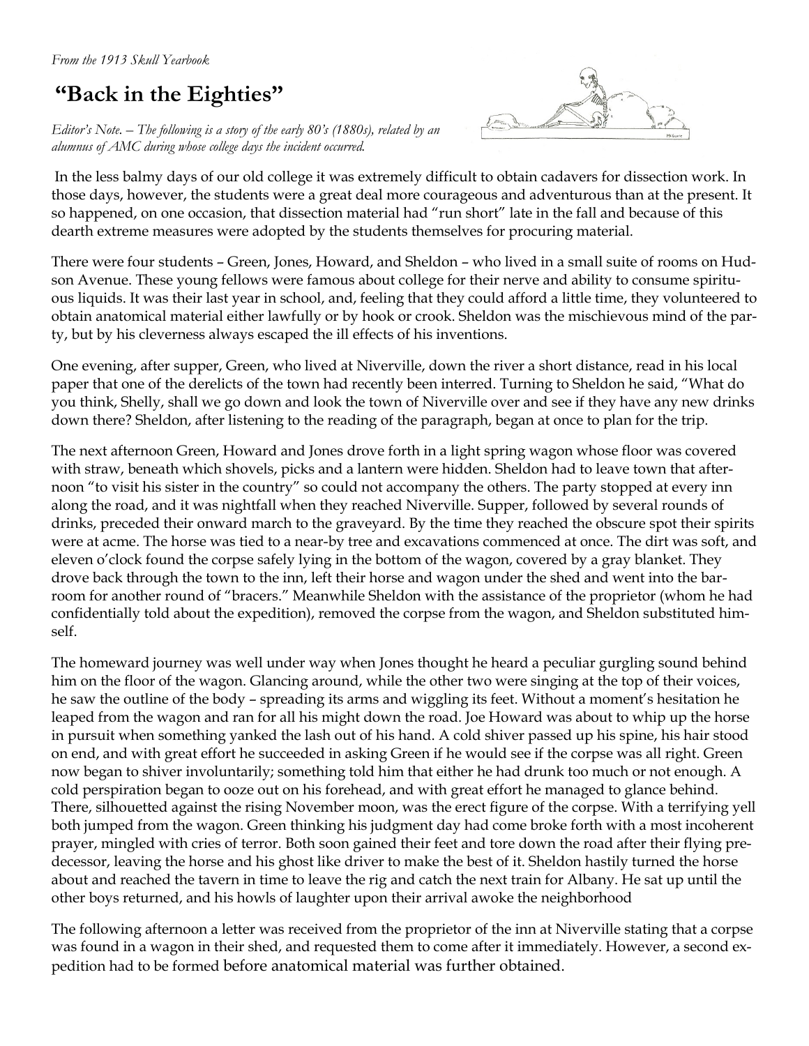*From the 1913 Skull Yearbook*

# "Back in the Eighties"

*Editor's Note. – The following is a story of the early 80's (1880s), related by an alumnus of AMC during whose college days the incident occurred.*

In the less balmy days of our old college it was extremely difficult to obtain cadavers for dissection work. In those days, however, the students were a great deal more courageous and adventurous than at the present. It so happened, on one occasion, that dissection material had "run short" late in the fall and because of this dearth extreme measures were adopted by the students themselves for procuring material.

There were four students – Green, Jones, Howard, and Sheldon – who lived in a small suite of rooms on Hudson Avenue. These young fellows were famous about college for their nerve and ability to consume spirituous liquids. It was their last year in school, and, feeling that they could afford a little time, they volunteered to obtain anatomical material either lawfully or by hook or crook. Sheldon was the mischievous mind of the party, but by his cleverness always escaped the ill effects of his inventions.

One evening, after supper, Green, who lived at Niverville, down the river a short distance, read in his local paper that one of the derelicts of the town had recently been interred. Turning to Sheldon he said, "What do you think, Shelly, shall we go down and look the town of Niverville over and see if they have any new drinks down there? Sheldon, after listening to the reading of the paragraph, began at once to plan for the trip.

The next afternoon Green, Howard and Jones drove forth in a light spring wagon whose floor was covered with straw, beneath which shovels, picks and a lantern were hidden. Sheldon had to leave town that afternoon "to visit his sister in the country" so could not accompany the others. The party stopped at every inn along the road, and it was nightfall when they reached Niverville. Supper, followed by several rounds of drinks, preceded their onward march to the graveyard. By the time they reached the obscure spot their spirits were at acme. The horse was tied to a near-by tree and excavations commenced at once. The dirt was soft, and eleven o'clock found the corpse safely lying in the bottom of the wagon, covered by a gray blanket. They drove back through the town to the inn, left their horse and wagon under the shed and went into the bar-room for another round of "bracers." Meanwhile Sheldon with the assistance of the proprietor (whom he had confidentially told about the expedition), removed the corpse from the wagon, and Sheldon substituted himself.

The homeward journey was well under way when Jones thought he heard a peculiar gurgling sound behind him on the floor of the wagon. Glancing around, while the other two were singing at the top of their voices, he saw the outline of the body – spreading its arms and wiggling its feet. Without a moment's hesitation he leaped from the wagon and ran for all his might down the road. Joe Howard was about to whip up the horse in pursuit when something yanked the lash out of his hand. A cold shiver passed up his spine, his hair stood on end, and with great effort he succeeded in asking Green if he would see if the corpse was all right. Green now began to shiver involuntarily; something told him that either he had drunk too much or not enough. A cold perspiration began to ooze out on his forehead, and with great effort he managed to glance behind. There, silhouetted against the rising November moon, was the erect figure of the corpse. With a terrifying yell both jumped from the wagon. Green thinking his judgment day had come broke forth with a most incoherent prayer, mingled with cries of terror. Both soon gained their feet and tore down the road after their flying predecessor, leaving the horse and his ghost like driver to make the best of it. Sheldon hastily turned the horse about and reached the tavern in time to leave the rig and catch the next train for Albany. He sat up until the other boys returned, and his howls of laughter upon their arrival awoke the neighborhood

The following afternoon a letter was received from the proprietor of the inn at Niverville stating that a corpse was found in a wagon in their shed, and requested them to come after it immediately. However, a second expedition had to be formed before anatomical material was further obtained.